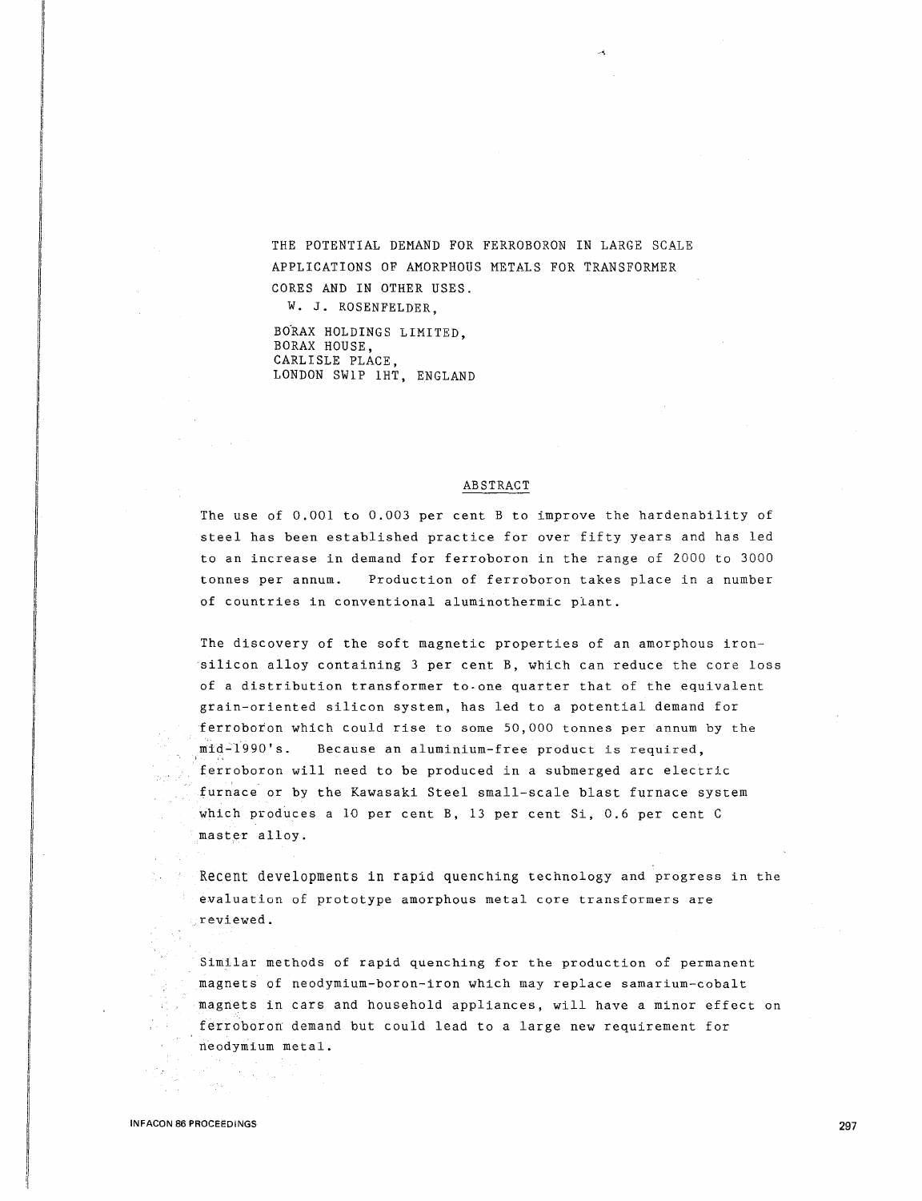# THE POTENTIAL DEMAND FOR FERROBORON IN LARGE SCALE APPLICATIONS OF AMORPHOUS METALS FOR TRANSFORMER CORES AND IN OTHER USES.

W. J. ROSENFELDER,

BORAX HOLDINGS LIMITED,
BORAX HOUSE,
CARLISLE PLACE,
LONDON SW1P 1HT, ENGLAND

## ABSTRACT

The use of 0.001 to 0.003 per cent B to improve the hardenability of steel has been established practice for over fifty years and has led to an increase in demand for ferroboron in the range of 2000 to 3000 tonnes per annum. Production of ferroboron takes place in a number of countries in conventional aluminothermic plant.

The discovery of the soft magnetic properties of an amorphous iron-silicon alloy containing 3 per cent B, which can reduce the core loss of a distribution transformer to one quarter that of the equivalent grain-oriented silicon system, has led to a potential demand for ferroboron which could rise to some 50,000 tonnes per annum by the mid-1990's. Because an aluminium-free product is required, ferroboron will need to be produced in a submerged arc electric furnace or by the Kawasaki Steel small-scale blast furnace system which produces a 10 per cent B, 13 per cent Si, 0.6 per cent C master alloy.

Recent developments in rapid quenching technology and progress in the evaluation of prototype amorphous metal core transformers are reviewed.

Similar methods of rapid quenching for the production of permanent magnets of neodymium-boron-iron which may replace samarium-cobalt magnets in cars and household appliances, will have a minor effect on ferroboron demand but could lead to a large new requirement for neodymium metal.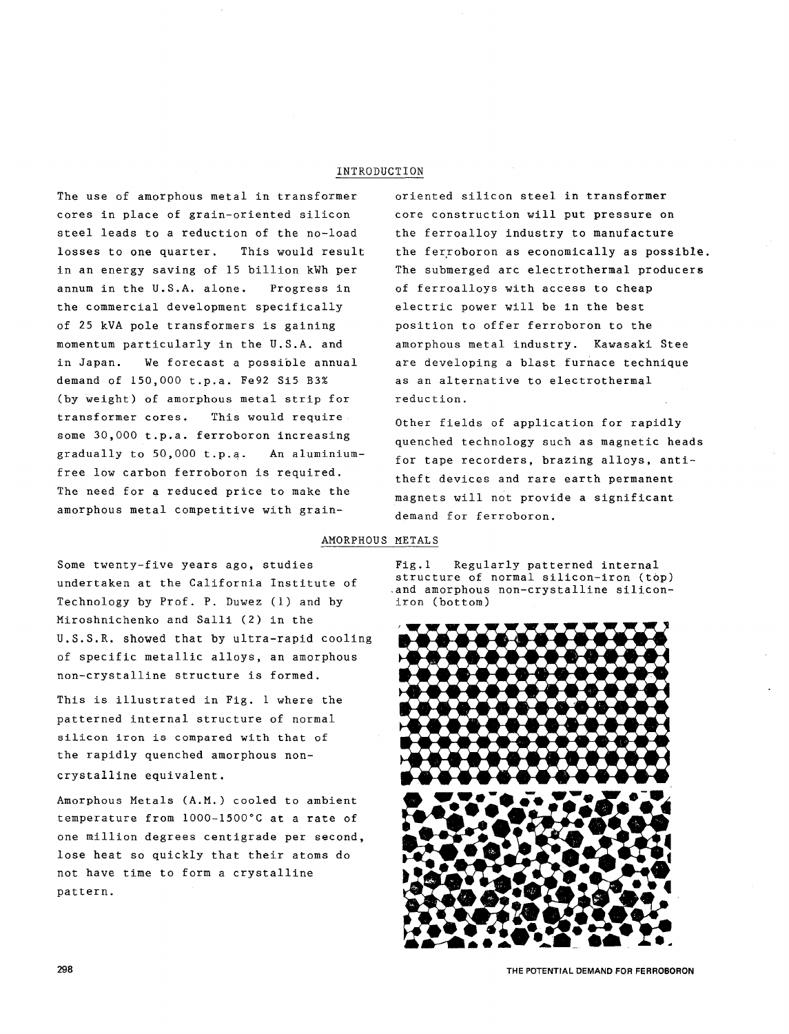## INTRODUCTION

The use of amorphous metal in transformer cores in place of grain-oriented silicon steel leads to a reduction of the no-load losses to one quarter. This would result in an energy saving of 15 billion kWh per annum in the U.S.A. alone. Progress in the commercial development specifically of 25 kVA pole transformers is gaining momentum particularly in the U.S.A. and in Japan. We forecast a possible annual demand of 150,000 t.p.a. Fe92 Si5 B3% (by weight) of amorphous metal strip for transformer cores. This would require some 30,000 t.p.a. ferroboron increasing gradually to 50,000 t.p.a. An aluminium-free low carbon ferroboron is required. The need for a reduced price to make the amorphous metal competitive with grain-oriented silicon steel in transformer core construction will put pressure on the ferroalloy industry to manufacture the ferroboron as economically as possible. The submerged arc electrothermal producers of ferroalloys with access to cheap electric power will be in the best position to offer ferroboron to the amorphous metal industry. Kawasaki Stee are developing a blast furnace technique as an alternative to electrothermal reduction.

Other fields of application for rapidly quenched technology such as magnetic heads for tape recorders, brazing alloys, anti-theft devices and rare earth permanent magnets will not provide a significant demand for ferroboron.

## AMORPHOUS METALS

Some twenty-five years ago, studies undertaken at the California Institute of Technology by Prof. P. Duwez (1) and by Miroshnichenko and Salli (2) in the U.S.S.R. showed that by ultra-rapid cooling of specific metallic alloys, an amorphous non-crystalline structure is formed.

This is illustrated in Fig. 1 where the patterned internal structure of normal silicon iron is compared with that of the rapidly quenched amorphous non-crystalline equivalent.

Amorphous Metals (A.M.) cooled to ambient temperature from 1000-1500°C at a rate of one million degrees centigrade per second, lose heat so quickly that their atoms do not have time to form a crystalline pattern.

Fig.1 Regularly patterned internal structure of normal silicon-iron (top) and amorphous non-crystalline silicon-iron (bottom)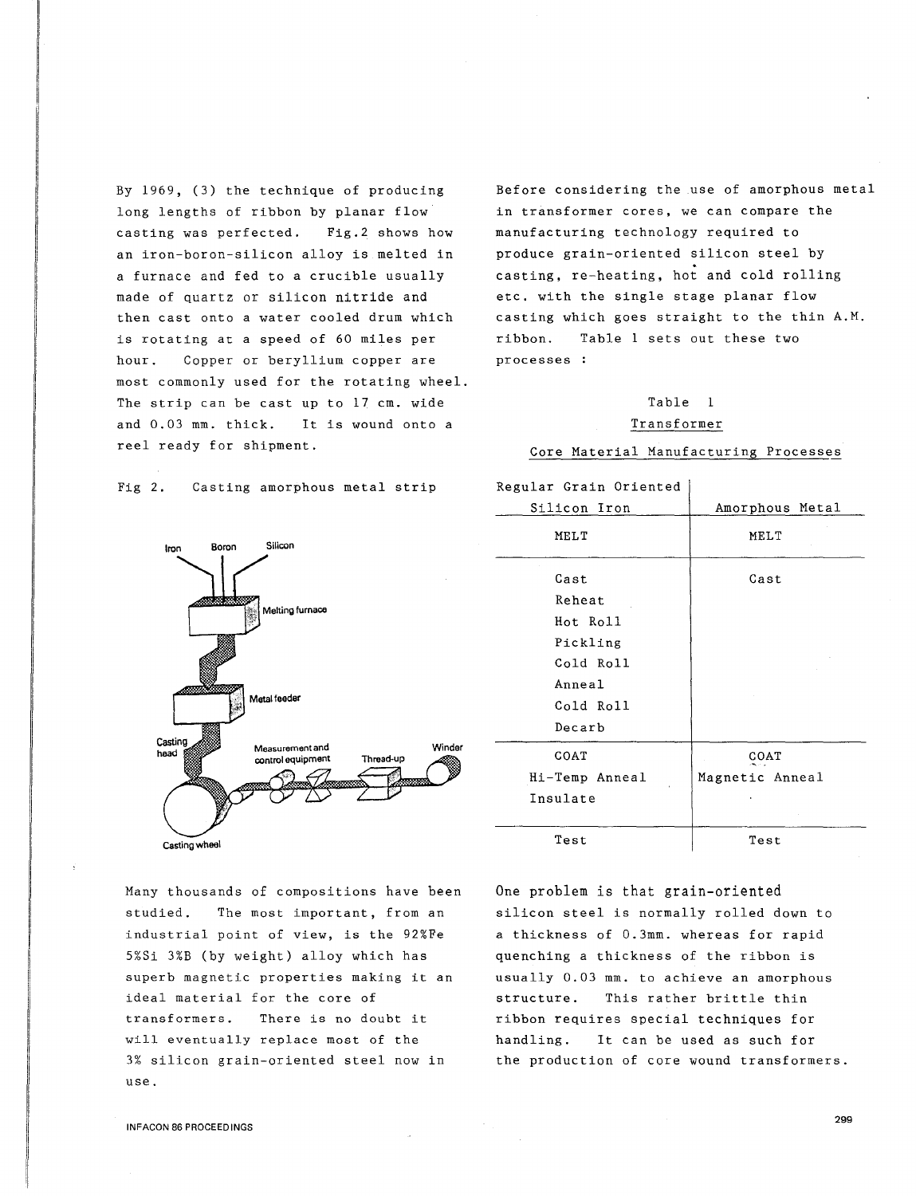By 1969, (3) the technique of producing long lengths of ribbon by planar flow casting was perfected. Fig.2 shows how an iron-boron-silicon alloy is melted in a furnace and fed to a crucible usually made of quartz or silicon nitride and then cast onto a water cooled drum which is rotating at a speed of 60 miles per hour. Copper or beryllium copper are most commonly used for the rotating wheel. The strip can be cast up to 17 cm. wide and 0.03 mm. thick. It is wound onto a reel ready for shipment.

Fig 2. Casting amorphous metal strip

Many thousands of compositions have been studied. The most important, from an industrial point of view, is the 92%Fe 5%Si 3%B (by weight) alloy which has superb magnetic properties making it an ideal material for the core of transformers. There is no doubt it will eventually replace most of the 3% silicon grain-oriented steel now in use.

Before considering the use of amorphous metal in transformer cores, we can compare the manufacturing technology required to produce grain-oriented silicon steel by casting, re-heating, hot and cold rolling etc. with the single stage planar flow casting which goes straight to the thin A.M. ribbon. Table 1 sets out these two processes :

Table 1

Transformer

Core Material Manufacturing Processes

| Regular Grain Oriented Silicon Iron | Amorphous Metal |
|---|---|
| MELT | MELT |
| Cast<br>Reheat<br>Hot Roll<br>Pickling<br>Cold Roll<br>Anneal<br>Cold Roll<br>Decarb | Cast |
| COAT<br>Hi-Temp Anneal<br>Insulate | COAT<br>Magnetic Anneal |
| Test | Test |

One problem is that grain-oriented silicon steel is normally rolled down to a thickness of 0.3mm. whereas for rapid quenching a thickness of the ribbon is usually 0.03 mm. to achieve an amorphous structure. This rather brittle thin ribbon requires special techniques for handling. It can be used as such for the production of core wound transformers.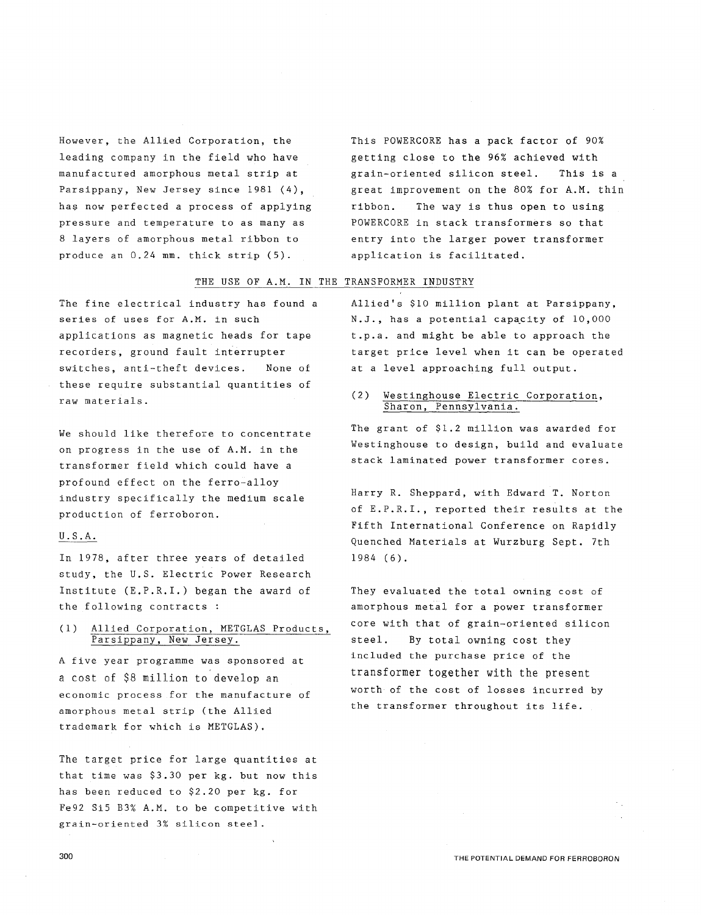However, the Allied Corporation, the leading company in the field who have manufactured amorphous metal strip at Parsippany, New Jersey since 1981 (4), has now perfected a process of applying pressure and temperature to as many as 8 layers of amorphous metal ribbon to produce an 0.24 mm. thick strip (5).

This POWERCORE has a pack factor of 90% getting close to the 96% achieved with grain-oriented silicon steel. This is a great improvement on the 80% for A.M. thin ribbon. The way is thus open to using POWERCORE in stack transformers so that entry into the larger power transformer application is facilitated.

## THE USE OF A.M. IN THE TRANSFORMER INDUSTRY

The fine electrical industry has found a series of uses for A.M. in such applications as magnetic heads for tape recorders, ground fault interrupter switches, anti-theft devices. None of these require substantial quantities of raw materials.

We should like therefore to concentrate on progress in the use of A.M. in the transformer field which could have a profound effect on the ferro-alloy industry specifically the medium scale production of ferroboron.

### U.S.A.

In 1978, after three years of detailed study, the U.S. Electric Power Research Institute (E.P.R.I.) began the award of the following contracts :

(1) Allied Corporation, METGLAS Products, Parsippany, New Jersey.

A five year programme was sponsored at a cost of \$8 million to develop an economic process for the manufacture of amorphous metal strip (the Allied trademark for which is METGLAS).

The target price for large quantities at that time was \$3.30 per kg. but now this has been reduced to \$2.20 per kg. for $Fe_{92}$ $Si_5$ $B_3$% A.M. to be competitive with grain-oriented 3% silicon steel.

Allied's \$10 million plant at Parsippany, N.J., has a potential capacity of 10,000 t.p.a. and might be able to approach the target price level when it can be operated at a level approaching full output.

(2) Westinghouse Electric Corporation, Sharon, Pennsylvania.

The grant of \$1.2 million was awarded for Westinghouse to design, build and evaluate stack laminated power transformer cores.

Harry R. Sheppard, with Edward T. Norton of E.P.R.I., reported their results at the Fifth International Conference on Rapidly Quenched Materials at Wurzburg Sept. 7th 1984 (6).

They evaluated the total owning cost of amorphous metal for a power transformer core with that of grain-oriented silicon steel. By total owning cost they included the purchase price of the transformer together with the present worth of the cost of losses incurred by the transformer throughout its life.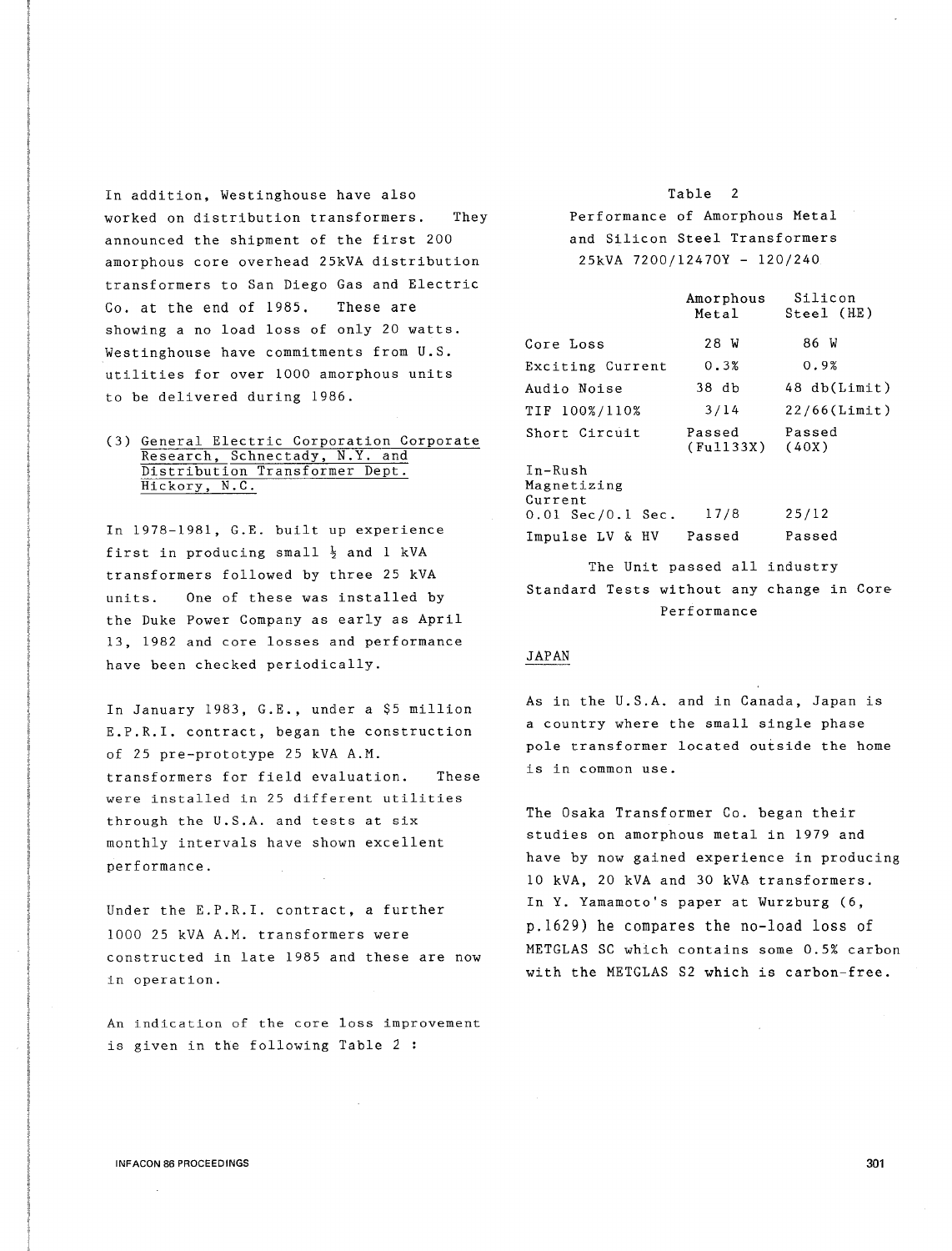In addition, Westinghouse have also worked on distribution transformers. They announced the shipment of the first 200 amorphous core overhead 25kVA distribution transformers to San Diego Gas and Electric Co. at the end of 1985. These are showing a no load loss of only 20 watts. Westinghouse have commitments from U.S. utilities for over 1000 amorphous units to be delivered during 1986.

(3) General Electric Corporation Corporate Research, Schnectady, N.Y. and Distribution Transformer Dept. Hickory, N.C.

In 1978-1981, G.E. built up experience first in producing small ½ and 1 kVA transformers followed by three 25 kVA units. One of these was installed by the Duke Power Company as early as April 13, 1982 and core losses and performance have been checked periodically.

In January 1983, G.E., under a $5 million E.P.R.I. contract, began the construction of 25 pre-prototype 25 kVA A.M. transformers for field evaluation. These were installed in 25 different utilities through the U.S.A. and tests at six monthly intervals have shown excellent performance.

Under the E.P.R.I. contract, a further 1000 25 kVA A.M. transformers were constructed in late 1985 and these are now in operation.

An indication of the core loss improvement is given in the following Table 2 :

Table 2
Performance of Amorphous Metal and Silicon Steel Transformers
25kVA 7200/12470Y - 120/240

| | Amorphous Metal | Silicon Steel (HE) |
|---|---|---|
| Core Loss | 28 W | 86 W |
| Exciting Current | 0.3% | 0.9% |
| Audio Noise | 38 db | 48 db(Limit) |
| TIF 100%/110% | 3/14 | 22/66(Limit) |
| Short Circuit | Passed (Full33X) | Passed (40X) |
| In-Rush Magnetizing Current 0.01 Sec/0.1 Sec. | 17/8 | 25/12 |
| Impulse LV & HV | Passed | Passed |

The Unit passed all industry Standard Tests without any change in Core Performance

## JAPAN

As in the U.S.A. and in Canada, Japan is a country where the small single phase pole transformer located outside the home is in common use.

The Osaka Transformer Co. began their studies on amorphous metal in 1979 and have by now gained experience in producing 10 kVA, 20 kVA and 30 kVA transformers. In Y. Yamamoto's paper at Wurzburg (6, p.1629) he compares the no-load loss of METGLAS SC which contains some 0.5% carbon with the METGLAS S2 which is carbon-free.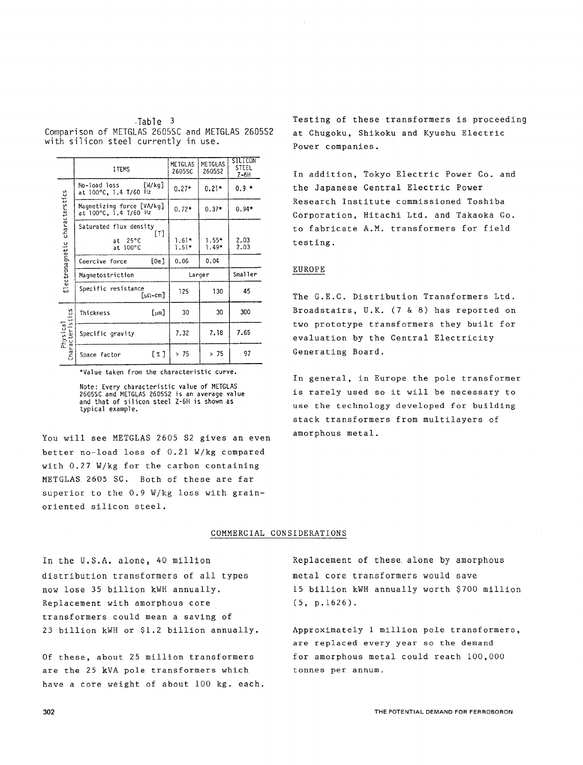Table 3
Comparison of METGLAS 2605SC and METGLAS 2605S2 with silicon steel currently in use.

| | ITEMS | METGLAS 2605SC | METGLAS 2605S2 | SILICON STEEL Z-6H |
|---|---|---|---|---|
| Electromagnetic characteristics | No-load loss [W/kg] at 100°C, 1.4 T/60 Hz | 0.27* | 0.21* | 0.9 * |
| | Magnetizing force [VA/kg] at 100°C, 1.4 T/60 Hz | 0.72* | 0.37* | 0.94* |
| | Saturated flux density [T] at 25°C / at 100°C | 1.61* / 1.51* | 1.55* / 1.49* | 2.03 / 2.03 |
| | Coercive force [Oe] | 0.06 | 0.04 | |
| | Magnetostriction | Larger | | Smaller |
| | Specific resistance [μΩ-cm] | 125 | 130 | 45 |
| Physical Characteristics | Thickness [μm] | 30 | 30 | 300 |
| | Specific gravity | 7.32 | 7.18 | 7.65 |
| | Space factor [%] | > 75 | > 75 | 97 |

*Value taken from the characteristic curve.

Note: Every characteristic value of METGLAS 2605SC and METGLAS 2605S2 is an average value and that of silicon steel Z-6H is shown as typical example.

You will see METGLAS 2605 S2 gives an even better no-load loss of 0.21 W/kg compared with 0.27 W/kg for the carbon containing METGLAS 2605 SC. Both of these are far superior to the 0.9 W/kg loss with grain-oriented silicon steel.

Testing of these transformers is proceeding at Chugoku, Shikoku and Kyushu Electric Power companies.

In addition, Tokyo Electric Power Co. and the Japanese Central Electric Power Research Institute commissioned Toshiba Corporation, Hitachi Ltd. and Takaoka Co. to fabricate A.M. transformers for field testing.

## EUROPE

The G.E.C. Distribution Transformers Ltd. Broadstairs, U.K. (7 & 8) has reported on two prototype transformers they built for evaluation by the Central Electricity Generating Board.

In general, in Europe the pole transformer is rarely used so it will be necessary to use the technology developed for building stack transformers from multilayers of amorphous metal.

## COMMERCIAL CONSIDERATIONS

In the U.S.A. alone, 40 million distribution transformers of all types now lose 35 billion kWH annually. Replacement with amorphous core transformers could mean a saving of 23 billion kWH or $1.2 billion annually.

Of these, about 25 million transformers are the 25 kVA pole transformers which have a core weight of about 100 kg. each. Replacement of these alone by amorphous metal core transformers would save 15 billion kWH annually worth $700 million (5, p.1626).

Approximately 1 million pole transformers, are replaced every year so the demand for amorphous metal could reach 100,000 tonnes per annum.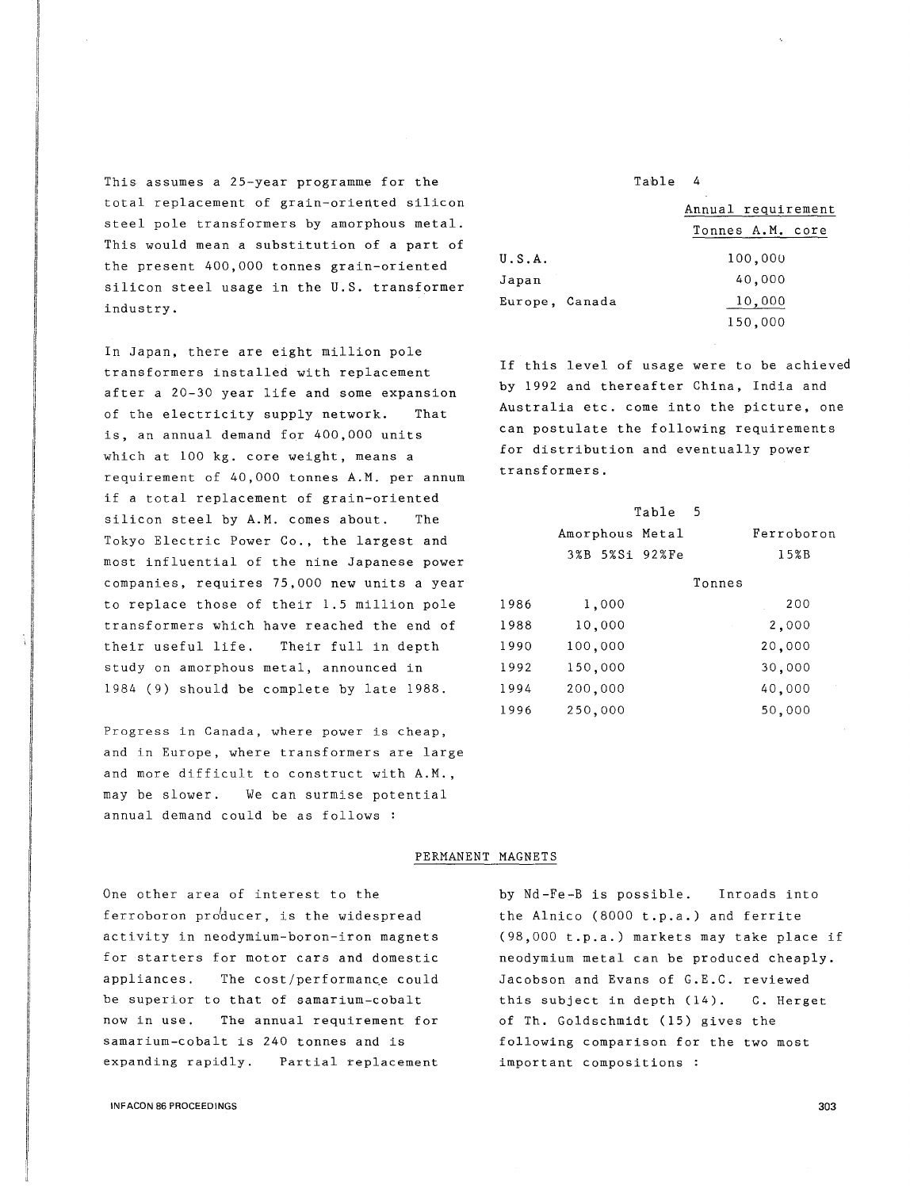This assumes a 25-year programme for the total replacement of grain-oriented silicon steel pole transformers by amorphous metal. This would mean a substitution of a part of the present 400,000 tonnes grain-oriented silicon steel usage in the U.S. transformer industry.

In Japan, there are eight million pole transformers installed with replacement after a 20-30 year life and some expansion of the electricity supply network. That is, an annual demand for 400,000 units which at 100 kg. core weight, means a requirement of 40,000 tonnes A.M. per annum if a total replacement of grain-oriented silicon steel by A.M. comes about. The Tokyo Electric Power Co., the largest and most influential of the nine Japanese power companies, requires 75,000 new units a year to replace those of their 1.5 million pole transformers which have reached the end of their useful life. Their full in depth study on amorphous metal, announced in 1984 (9) should be complete by late 1988.

Progress in Canada, where power is cheap, and in Europe, where transformers are large and more difficult to construct with A.M., may be slower. We can surmise potential annual demand could be as follows :

Table 4

| | Annual requirement Tonnes A.M. core |
|---|---|
| U.S.A. | 100,000 |
| Japan | 40,000 |
| Europe, Canada | 10,000 |
| | 150,000 |

If this level of usage were to be achieved by 1992 and thereafter China, India and Australia etc. come into the picture, one can postulate the following requirements for distribution and eventually power transformers.

Table 5

| | Amorphous Metal 3%B 5%Si 92%Fe | Ferroboron 15%B |
|---|---|---|
| | Tonnes | |
| 1986 | 1,000 | 200 |
| 1988 | 10,000 | 2,000 |
| 1990 | 100,000 | 20,000 |
| 1992 | 150,000 | 30,000 |
| 1994 | 200,000 | 40,000 |
| 1996 | 250,000 | 50,000 |

## PERMANENT MAGNETS

One other area of interest to the ferroboron producer, is the widespread activity in neodymium-boron-iron magnets for starters for motor cars and domestic appliances. The cost/performance could be superior to that of samarium-cobalt now in use. The annual requirement for samarium-cobalt is 240 tonnes and is expanding rapidly. Partial replacement by Nd-Fe-B is possible. Inroads into the Alnico (8000 t.p.a.) and ferrite (98,000 t.p.a.) markets may take place if neodymium metal can be produced cheaply. Jacobson and Evans of G.E.C. reviewed this subject in depth (14). C. Herget of Th. Goldschmidt (15) gives the following comparison for the two most important compositions :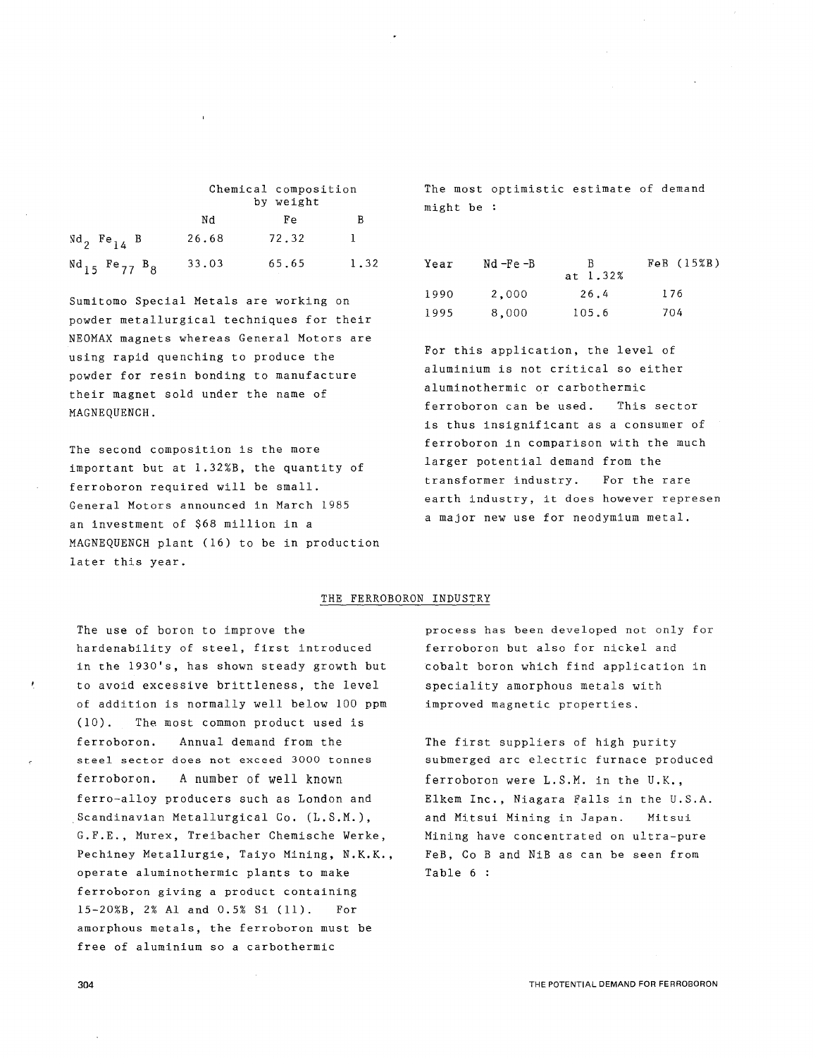| | Chemical composition by weight | | |
|---|---|---|---|
| | Nd | Fe | B |
| $Nd_2\ Fe_{14}\ B$ | 26.68 | 72.32 | 1 |
| $Nd_{15}\ Fe_{77}\ B_8$ | 33.03 | 65.65 | 1.32 |

Sumitomo Special Metals are working on powder metallurgical techniques for their NEOMAX magnets whereas General Motors are using rapid quenching to produce the powder for resin bonding to manufacture their magnet sold under the name of MAGNEQUENCH.

The second composition is the more important but at 1.32%B, the quantity of ferroboron required will be small. General Motors announced in March 1985 an investment of $68 million in a MAGNEQUENCH plant (16) to be in production later this year.

The most optimistic estimate of demand might be :

| Year | Nd-Fe-B | B at 1.32% | FeB (15%B) |
|---|---|---|---|
| 1990 | 2,000 | 26.4 | 176 |
| 1995 | 8,000 | 105.6 | 704 |

For this application, the level of aluminium is not critical so either aluminothermic or carbothermic ferroboron can be used. This sector is thus insignificant as a consumer of ferroboron in comparison with the much larger potential demand from the transformer industry. For the rare earth industry, it does however represen a major new use for neodymium metal.

## THE FERROBORON INDUSTRY

The use of boron to improve the hardenability of steel, first introduced in the 1930's, has shown steady growth but to avoid excessive brittleness, the level of addition is normally well below 100 ppm (10). The most common product used is ferroboron. Annual demand from the steel sector does not exceed 3000 tonnes ferroboron. A number of well known ferro-alloy producers such as London and Scandinavian Metallurgical Co. (L.S.M.), G.F.E., Murex, Treibacher Chemische Werke, Pechiney Metallurgie, Taiyo Mining, N.K.K., operate aluminothermic plants to make ferroboron giving a product containing 15-20%B, 2% Al and 0.5% Si (11). For amorphous metals, the ferroboron must be free of aluminium so a carbothermic process has been developed not only for ferroboron but also for nickel and cobalt boron which find application in speciality amorphous metals with improved magnetic properties.

The first suppliers of high purity submerged arc electric furnace produced ferroboron were L.S.M. in the U.K., Elkem Inc., Niagara Falls in the U.S.A. and Mitsui Mining in Japan. Mitsui Mining have concentrated on ultra-pure FeB, Co B and NiB as can be seen from Table 6 :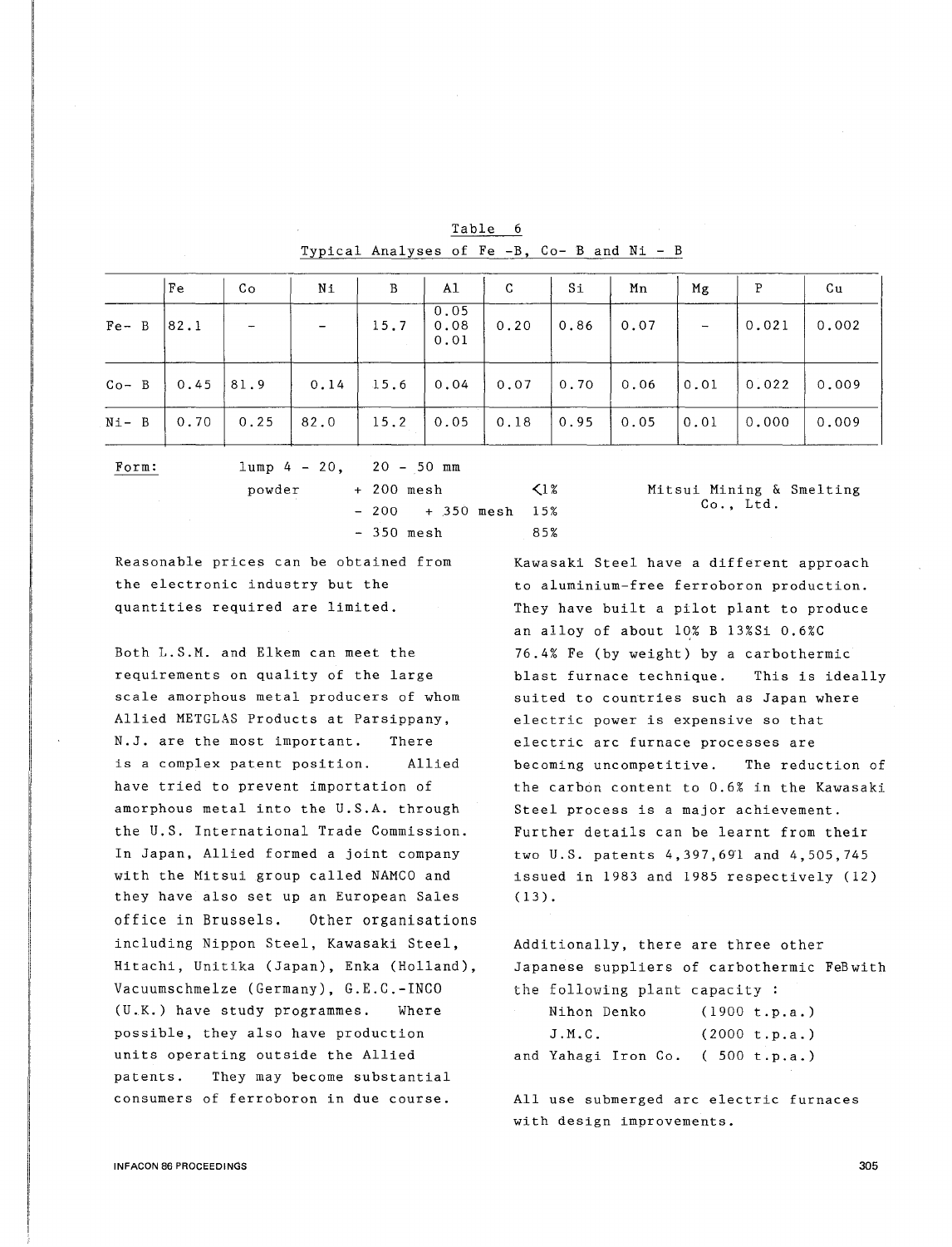Table 6

Typical Analyses of Fe -B, Co- B and Ni - B

| | Fe | Co | Ni | B | Al | C | Si | Mn | Mg | P | Cu |
|---|---|---|---|---|---|---|---|---|---|---|---|
| Fe- B | 82.1 | - | - | 15.7 | 0.05<br>0.08<br>0.01 | 0.20 | 0.86 | 0.07 | - | 0.021 | 0.002 |
| Co- B | 0.45 | 81.9 | 0.14 | 15.6 | 0.04 | 0.07 | 0.70 | 0.06 | 0.01 | 0.022 | 0.009 |
| Ni- B | 0.70 | 0.25 | 82.0 | 15.2 | 0.05 | 0.18 | 0.95 | 0.05 | 0.01 | 0.000 | 0.009 |

Form: lump 4 - 20, 20 - 50 mm

powder + 200 mesh <1%

\- 200 + 350 mesh 15%

\- 350 mesh 85%

Mitsui Mining & Smelting Co., Ltd.

Reasonable prices can be obtained from the electronic industry but the quantities required are limited.

Both L.S.M. and Elkem can meet the requirements on quality of the large scale amorphous metal producers of whom Allied METGLAS Products at Parsippany, N.J. are the most important. There is a complex patent position. Allied have tried to prevent importation of amorphous metal into the U.S.A. through the U.S. International Trade Commission. In Japan, Allied formed a joint company with the Mitsui group called NAMCO and they have also set up an European Sales office in Brussels. Other organisations including Nippon Steel, Kawasaki Steel, Hitachi, Unitika (Japan), Enka (Holland), Vacuumschmelze (Germany), G.E.C.-INCO (U.K.) have study programmes. Where possible, they also have production units operating outside the Allied patents. They may become substantial consumers of ferroboron in due course.

Kawasaki Steel have a different approach to aluminium-free ferroboron production. They have built a pilot plant to produce an alloy of about 10% B 13%Si 0.6%C 76.4% Fe (by weight) by a carbothermic blast furnace technique. This is ideally suited to countries such as Japan where electric power is expensive so that electric arc furnace processes are becoming uncompetitive. The reduction of the carbon content to 0.6% in the Kawasaki Steel process is a major achievement. Further details can be learnt from their two U.S. patents 4,397,691 and 4,505,745 issued in 1983 and 1985 respectively (12) (13).

Additionally, there are three other Japanese suppliers of carbothermic FeB with the following plant capacity :

Nihon Denko (1900 t.p.a.)
J.M.C. (2000 t.p.a.)
and Yahagi Iron Co. ( 500 t.p.a.)

All use submerged arc electric furnaces with design improvements.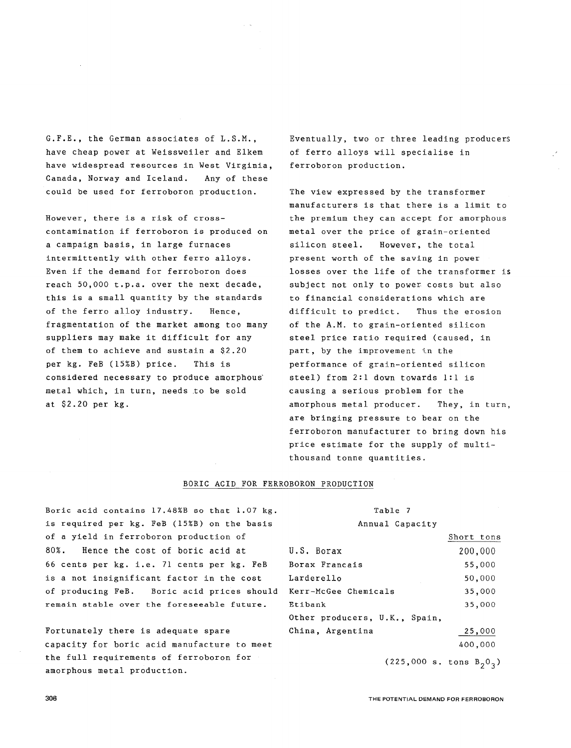G.F.E., the German associates of L.S.M., have cheap power at Weissweiler and Elkem have widespread resources in West Virginia, Canada, Norway and Iceland. Any of these could be used for ferroboron production.

However, there is a risk of cross-contamination if ferroboron is produced on a campaign basis, in large furnaces intermittently with other ferro alloys. Even if the demand for ferroboron does reach 50,000 t.p.a. over the next decade, this is a small quantity by the standards of the ferro alloy industry. Hence, fragmentation of the market among too many suppliers may make it difficult for any of them to achieve and sustain a $2.20 per kg. FeB (15%B) price. This is considered necessary to produce amorphous metal which, in turn, needs to be sold at $2.20 per kg.

Eventually, two or three leading producers of ferro alloys will specialise in ferroboron production.

The view expressed by the transformer manufacturers is that there is a limit to the premium they can accept for amorphous metal over the price of grain-oriented silicon steel. However, the total present worth of the saving in power losses over the life of the transformer is subject not only to power costs but also to financial considerations which are difficult to predict. Thus the erosion of the A.M. to grain-oriented silicon steel price ratio required (caused, in part, by the improvement in the performance of grain-oriented silicon steel) from 2:1 down towards 1:1 is causing a serious problem for the amorphous metal producer. They, in turn, are bringing pressure to bear on the ferroboron manufacturer to bring down his price estimate for the supply of multi-thousand tonne quantities.

## BORIC ACID FOR FERROBORON PRODUCTION

Boric acid contains 17.48%B so that 1.07 kg. is required per kg. FeB (15%B) on the basis of a yield in ferroboron production of 80%. Hence the cost of boric acid at 66 cents per kg. i.e. 71 cents per kg. FeB is a not insignificant factor in the cost of producing FeB. Boric acid prices should remain stable over the foreseeable future.

Fortunately there is adequate spare capacity for boric acid manufacture to meet the full requirements of ferroboron for amorphous metal production.

Table 7

Annual Capacity

| | Short tons |
|---|---|
| U.S. Borax | 200,000 |
| Borax Francais | 55,000 |
| Larderello | 50,000 |
| Kerr-McGee Chemicals | 35,000 |
| Etibank | 35,000 |
| Other producers, U.K., Spain, China, Argentina | 25,000 |
| | 400,000 |
| | (225,000 s. tons $B_2O_3$) |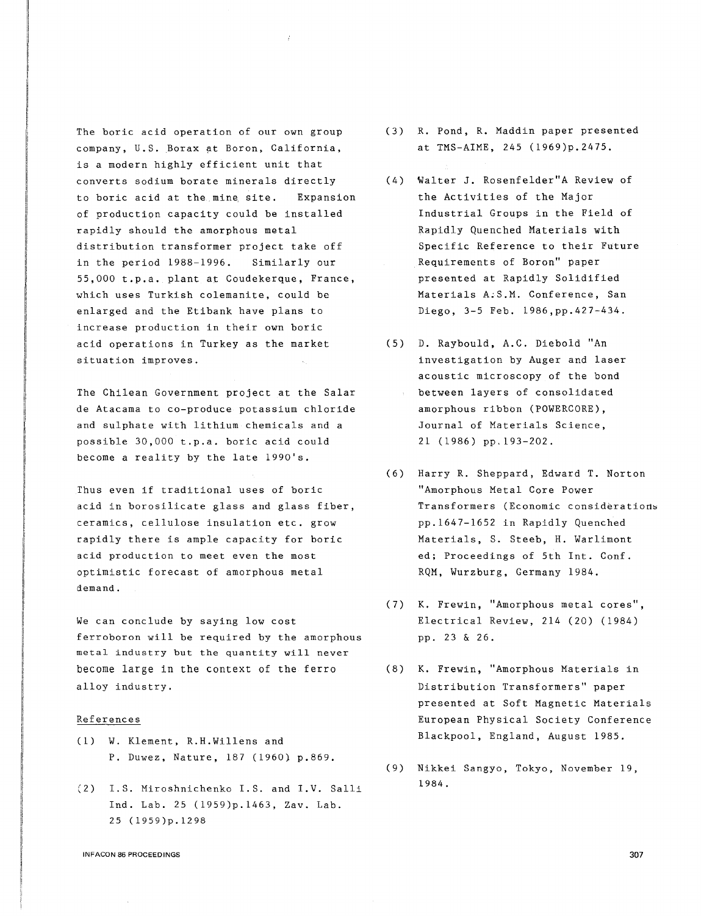The boric acid operation of our own group company, U.S. Borax at Boron, California, is a modern highly efficient unit that converts sodium borate minerals directly to boric acid at the mine site. Expansion of production capacity could be installed rapidly should the amorphous metal distribution transformer project take off in the period 1988-1996. Similarly our 55,000 t.p.a. plant at Coudekerque, France, which uses Turkish colemanite, could be enlarged and the Etibank have plans to increase production in their own boric acid operations in Turkey as the market situation improves.

The Chilean Government project at the Salar de Atacama to co-produce potassium chloride and sulphate with lithium chemicals and a possible 30,000 t.p.a. boric acid could become a reality by the late 1990's.

Thus even if traditional uses of boric acid in borosilicate glass and glass fiber, ceramics, cellulose insulation etc. grow rapidly there is ample capacity for boric acid production to meet even the most optimistic forecast of amorphous metal demand.

We can conclude by saying low cost ferroboron will be required by the amorphous metal industry but the quantity will never become large in the context of the ferro alloy industry.

## References

(1) W. Klement, R.H.Willens and P. Duwez, Nature, 187 (1960) p.869.

(2) I.S. Miroshnichenko I.S. and I.V. Salli Ind. Lab. 25 (1959)p.1463, Zav. Lab. 25 (1959)p.1298

(3) R. Pond, R. Maddin paper presented at TMS-AIME, 245 (1969)p.2475.

(4) Walter J. Rosenfelder"A Review of the Activities of the Major Industrial Groups in the Field of Rapidly Quenched Materials with Specific Reference to their Future Requirements of Boron" paper presented at Rapidly Solidified Materials A.S.M. Conference, San Diego, 3-5 Feb. 1986,pp.427-434.

(5) D. Raybould, A.C. Diebold "An investigation by Auger and laser acoustic microscopy of the bond between layers of consolidated amorphous ribbon (POWERCORE), Journal of Materials Science, 21 (1986) pp.193-202.

(6) Harry R. Sheppard, Edward T. Norton "Amorphous Metal Core Power Transformers (Economic considerations pp.1647-1652 in Rapidly Quenched Materials, S. Steeb, H. Warlimont ed; Proceedings of 5th Int. Conf. RQM, Wurzburg, Germany 1984.

(7) K. Frewin, "Amorphous metal cores", Electrical Review, 214 (20) (1984) pp. 23 & 26.

(8) K. Frewin, "Amorphous Materials in Distribution Transformers" paper presented at Soft Magnetic Materials European Physical Society Conference Blackpool, England, August 1985.

(9) Nikkei Sangyo, Tokyo, November 19, 1984.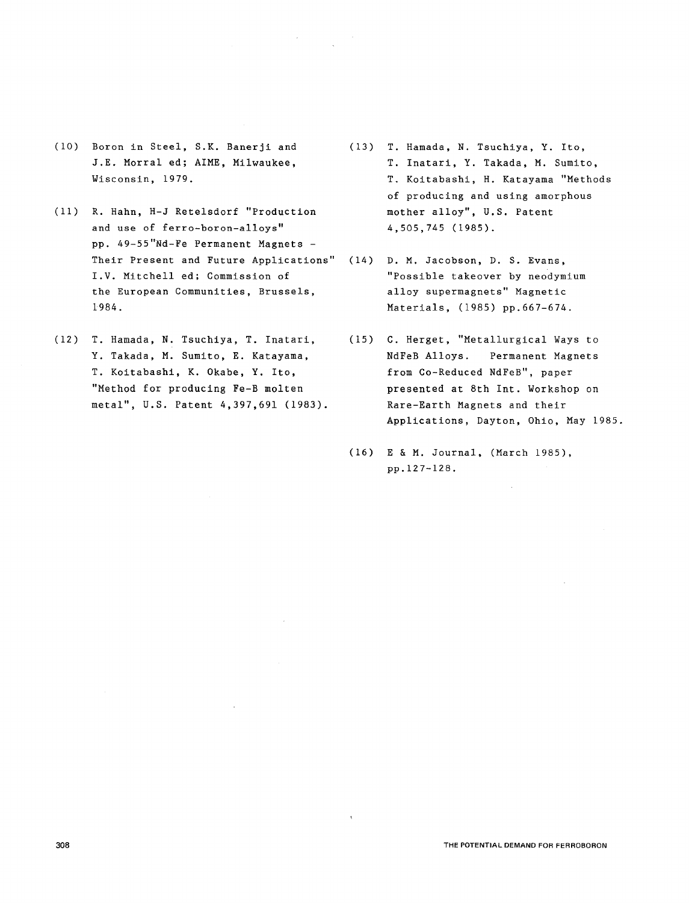(10) Boron in Steel, S.K. Banerji and J.E. Morral ed; AIME, Milwaukee, Wisconsin, 1979.

(11) R. Hahn, H-J Retelsdorf "Production and use of ferro-boron-alloys" pp. 49-55"Nd-Fe Permanent Magnets - Their Present and Future Applications" I.V. Mitchell ed; Commission of the European Communities, Brussels, 1984.

(12) T. Hamada, N. Tsuchiya, T. Inatari, Y. Takada, M. Sumito, E. Katayama, T. Koitabashi, K. Okabe, Y. Ito, "Method for producing Fe-B molten metal", U.S. Patent 4,397,691 (1983).

(13) T. Hamada, N. Tsuchiya, Y. Ito, T. Inatari, Y. Takada, M. Sumito, T. Koitabashi, H. Katayama "Methods of producing and using amorphous mother alloy", U.S. Patent 4,505,745 (1985).

(14) D. M. Jacobson, D. S. Evans, "Possible takeover by neodymium alloy supermagnets" Magnetic Materials, (1985) pp.667-674.

(15) C. Herget, "Metallurgical Ways to NdFeB Alloys. Permanent Magnets from Co-Reduced NdFeB", paper presented at 8th Int. Workshop on Rare-Earth Magnets and their Applications, Dayton, Ohio, May 1985.

(16) E & M. Journal, (March 1985), pp.127-128.